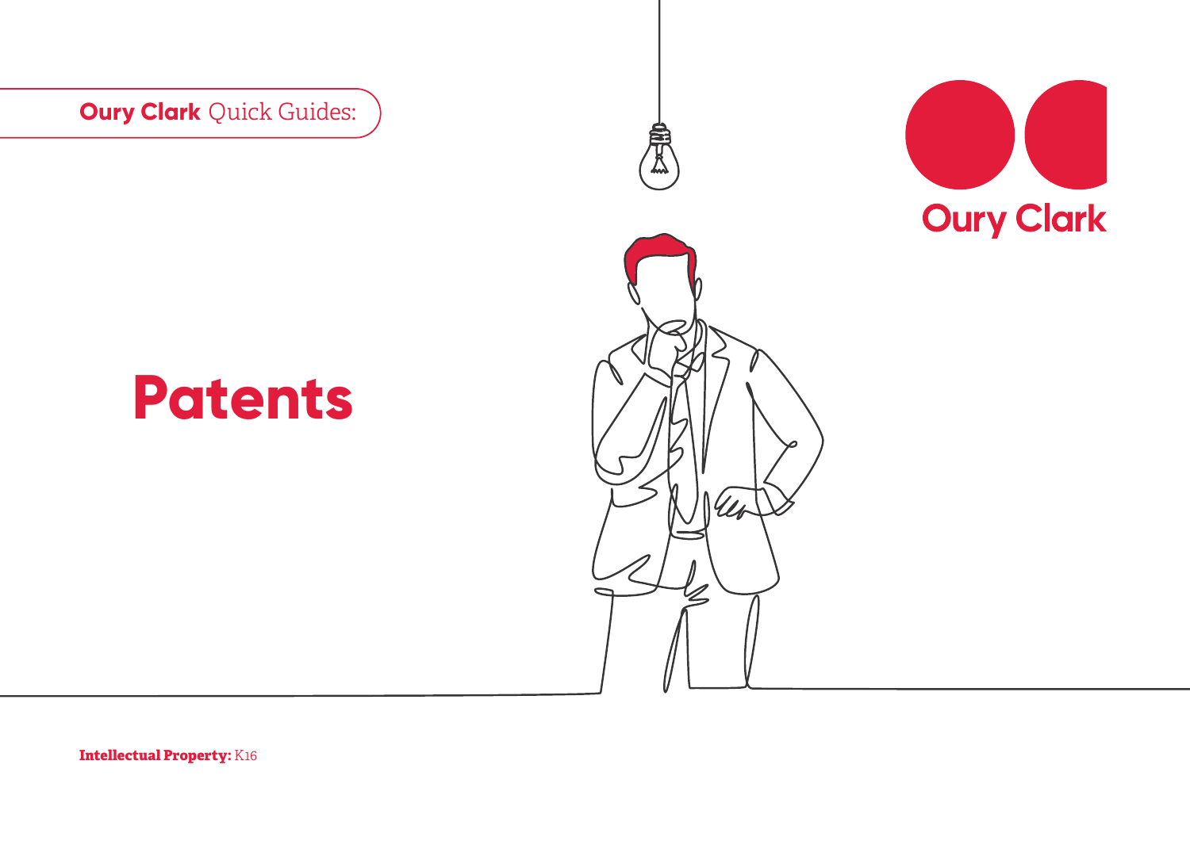**Oury Clark** Quick Guides:

Oury Clark

# Patents

**Intellectual Property:** K16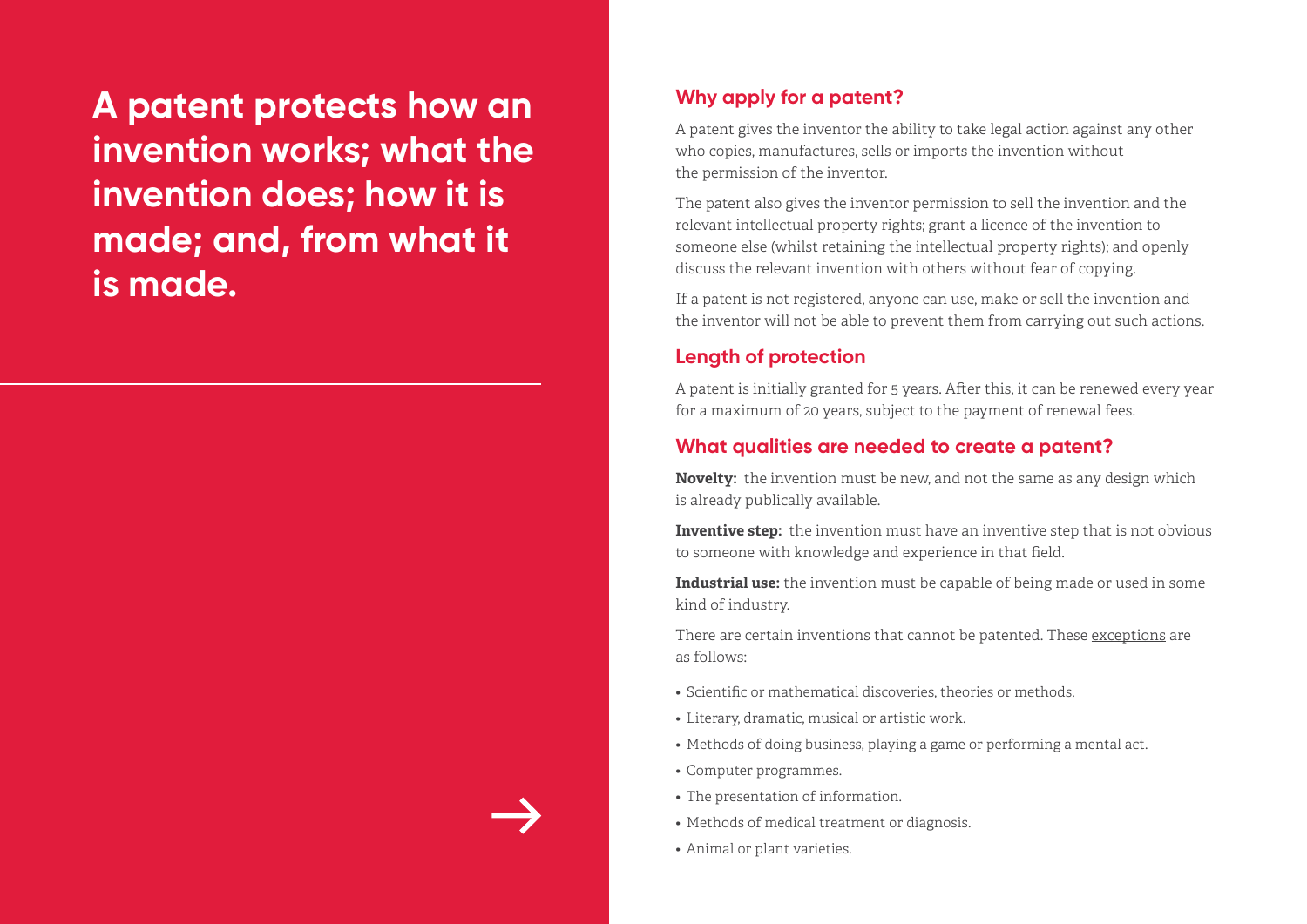# A patent protects how an invention works; what the invention does; how it is made; and, from what it is made.

## Why apply for a patent?

A patent gives the inventor the ability to take legal action against any other who copies, manufactures, sells or imports the invention without the permission of the inventor.

The patent also gives the inventor permission to sell the invention and the relevant intellectual property rights; grant a licence of the invention to someone else (whilst retaining the intellectual property rights); and openly discuss the relevant invention with others without fear of copying.

If a patent is not registered, anyone can use, make or sell the invention and the inventor will not be able to prevent them from carrying out such actions.

## Length of protection

A patent is initially granted for 5 years. After this, it can be renewed every year for a maximum of 20 years, subject to the payment of renewal fees.

## What qualities are needed to create a patent?

**Novelty:** the invention must be new, and not the same as any design which is already publically available.

**Inventive step:** the invention must have an inventive step that is not obvious to someone with knowledge and experience in that field.

**Industrial use:** the invention must be capable of being made or used in some kind of industry.

There are certain inventions that cannot be patented. These exceptions are as follows:

- Scientific or mathematical discoveries, theories or methods.
- Literary, dramatic, musical or artistic work.
- Methods of doing business, playing a game or performing a mental act.
- Computer programmes.
- The presentation of information.
- Methods of medical treatment or diagnosis.
- Animal or plant varieties.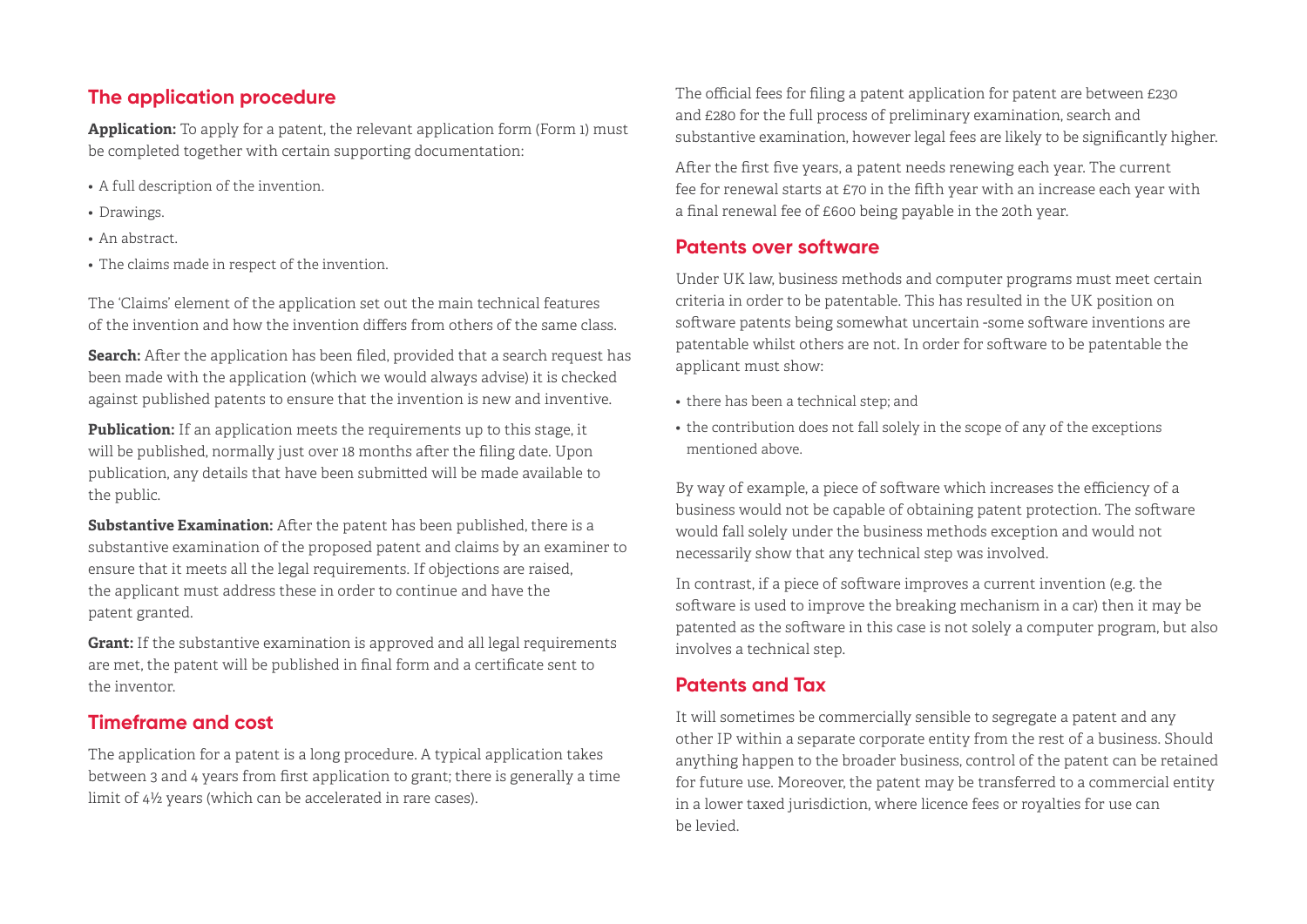## The application procedure

**Application:** To apply for a patent, the relevant application form (Form 1) must be completed together with certain supporting documentation:

- A full description of the invention.
- Drawings.
- An abstract.
- The claims made in respect of the invention.

The 'Claims' element of the application set out the main technical features of the invention and how the invention differs from others of the same class.

**Search:** After the application has been filed, provided that a search request has been made with the application (which we would always advise) it is checked against published patents to ensure that the invention is new and inventive.

**Publication:** If an application meets the requirements up to this stage, it will be published, normally just over 18 months after the filing date. Upon publication, any details that have been submitted will be made available to the public.

**Substantive Examination:** After the patent has been published, there is a substantive examination of the proposed patent and claims by an examiner to ensure that it meets all the legal requirements. If objections are raised, the applicant must address these in order to continue and have the patent granted.

**Grant:** If the substantive examination is approved and all legal requirements are met, the patent will be published in final form and a certificate sent to the inventor.

## Timeframe and cost

The application for a patent is a long procedure. A typical application takes between 3 and 4 years from first application to grant; there is generally a time limit of 4½ years (which can be accelerated in rare cases).

The official fees for filing a patent application for patent are between £230 and £280 for the full process of preliminary examination, search and substantive examination, however legal fees are likely to be significantly higher.

After the first five years, a patent needs renewing each year. The current fee for renewal starts at £70 in the fifth year with an increase each year with a final renewal fee of £600 being payable in the 20th year.

## Patents over software

Under UK law, business methods and computer programs must meet certain criteria in order to be patentable. This has resulted in the UK position on software patents being somewhat uncertain -some software inventions are patentable whilst others are not. In order for software to be patentable the applicant must show:

- there has been a technical step; and
- the contribution does not fall solely in the scope of any of the exceptions mentioned above.

By way of example, a piece of software which increases the efficiency of a business would not be capable of obtaining patent protection. The software would fall solely under the business methods exception and would not necessarily show that any technical step was involved.

In contrast, if a piece of software improves a current invention (e.g. the software is used to improve the breaking mechanism in a car) then it may be patented as the software in this case is not solely a computer program, but also involves a technical step.

## Patents and Tax

It will sometimes be commercially sensible to segregate a patent and any other IP within a separate corporate entity from the rest of a business. Should anything happen to the broader business, control of the patent can be retained for future use. Moreover, the patent may be transferred to a commercial entity in a lower taxed jurisdiction, where licence fees or royalties for use can be levied.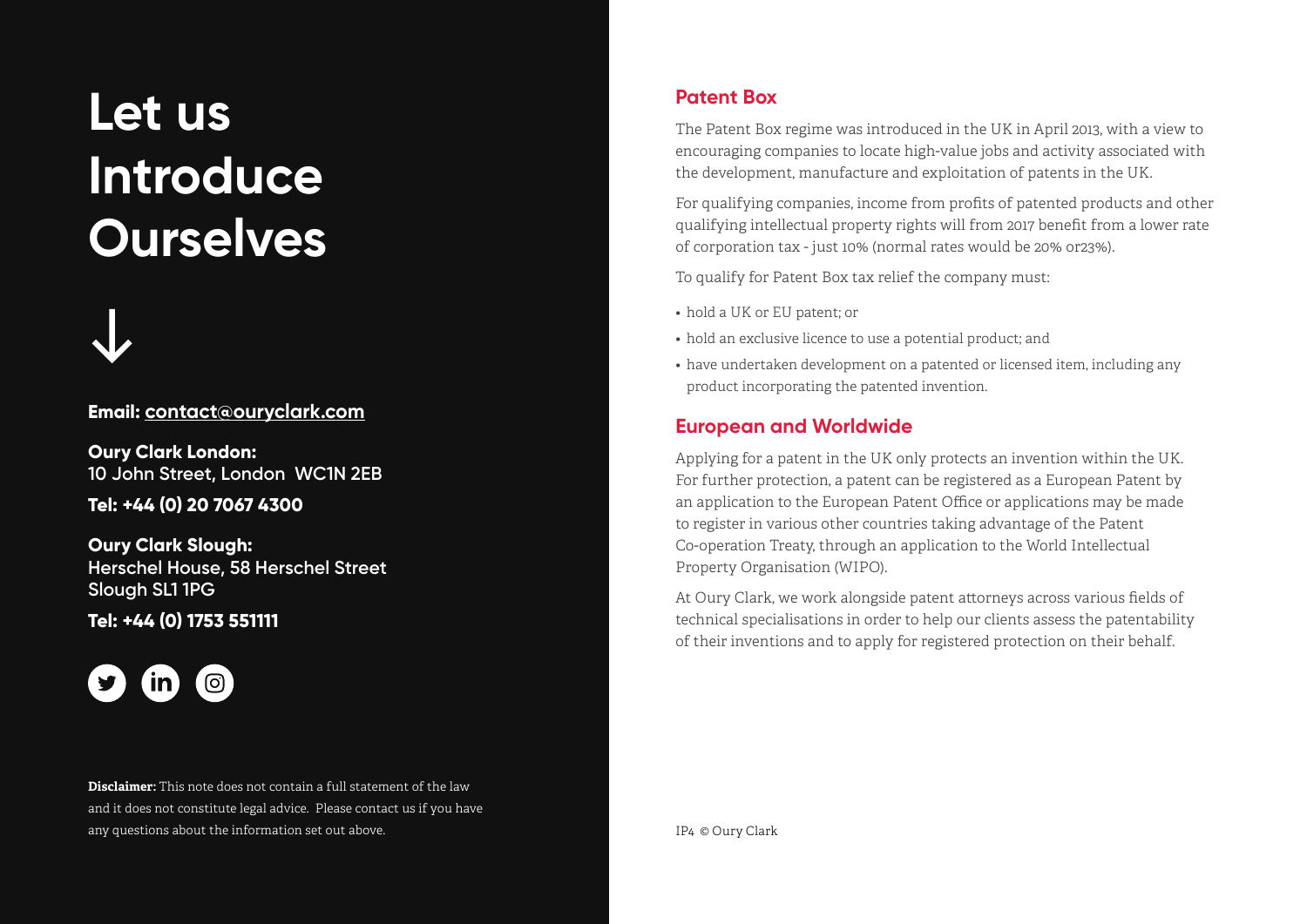# Let us Introduce Ourselves

↓

**Email: contact@ouryclark.com**

**Oury Clark London:**
10 John Street, London WC1N 2EB

**Tel: +44 (0) 20 7067 4300**

**Oury Clark Slough:**
Herschel House, 58 Herschel Street
Slough SL1 1PG

**Tel: +44 (0) 1753 551111**

**Disclaimer:** This note does not contain a full statement of the law and it does not constitute legal advice. Please contact us if you have any questions about the information set out above.

## Patent Box

The Patent Box regime was introduced in the UK in April 2013, with a view to encouraging companies to locate high-value jobs and activity associated with the development, manufacture and exploitation of patents in the UK.

For qualifying companies, income from profits of patented products and other qualifying intellectual property rights will from 2017 benefit from a lower rate of corporation tax - just 10% (normal rates would be 20% or23%).

To qualify for Patent Box tax relief the company must:

- hold a UK or EU patent; or
- hold an exclusive licence to use a potential product; and
- have undertaken development on a patented or licensed item, including any product incorporating the patented invention.

## European and Worldwide

Applying for a patent in the UK only protects an invention within the UK. For further protection, a patent can be registered as a European Patent by an application to the European Patent Office or applications may be made to register in various other countries taking advantage of the Patent Co-operation Treaty, through an application to the World Intellectual Property Organisation (WIPO).

At Oury Clark, we work alongside patent attorneys across various fields of technical specialisations in order to help our clients assess the patentability of their inventions and to apply for registered protection on their behalf.

IP4 © Oury Clark